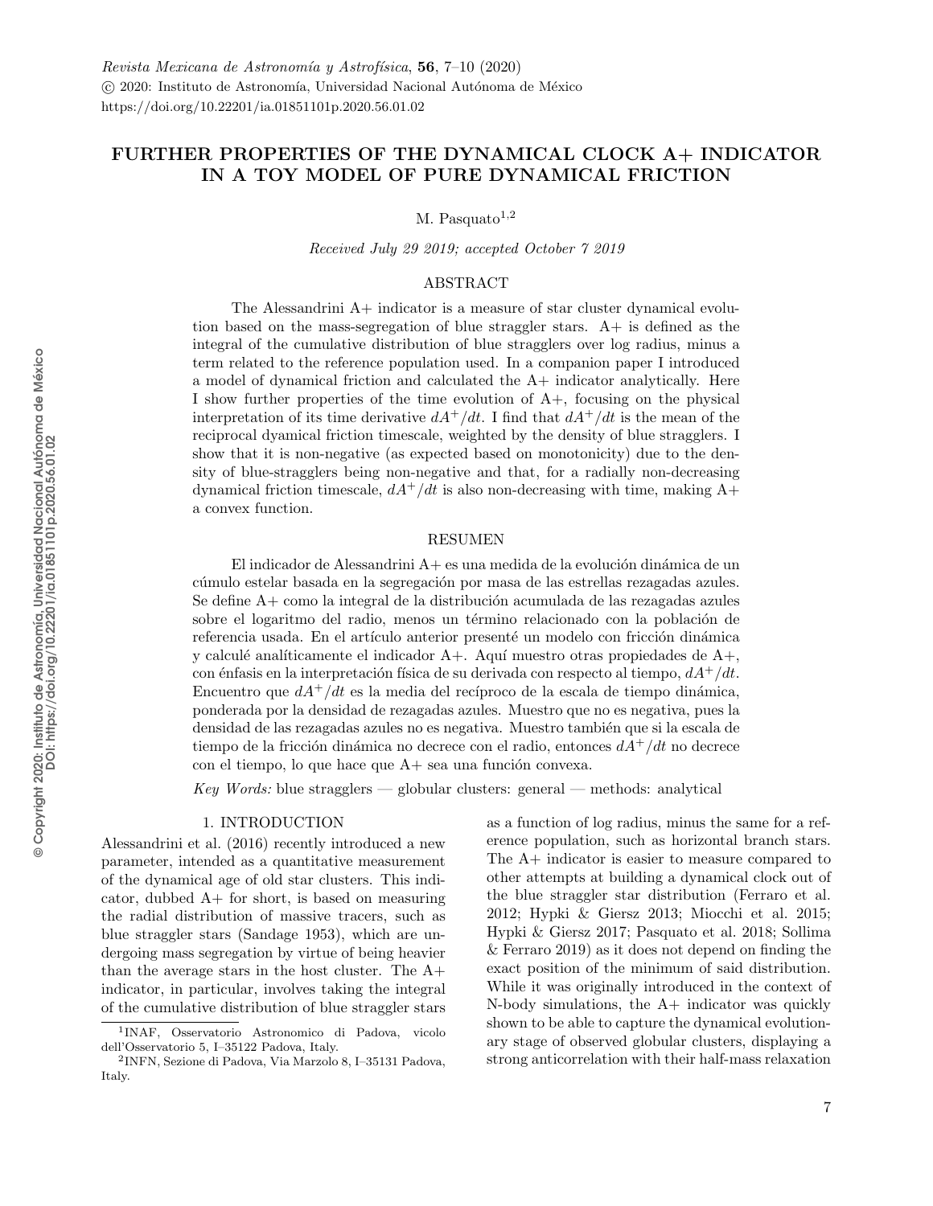# FURTHER PROPERTIES OF THE DYNAMICAL CLOCK A+ INDICATOR IN A TOY MODEL OF PURE DYNAMICAL FRICTION

M. Pasquato[1,2]

*Received July 29 2019; accepted October 7 2019*

## ABSTRACT

The Alessandrini A+ indicator is a measure of star cluster dynamical evolution based on the mass-segregation of blue straggler stars. A+ is defined as the integral of the cumulative distribution of blue stragglers over log radius, minus a term related to the reference population used. In a companion paper I introduced a model of dynamical friction and calculated the A+ indicator analytically. Here I show further properties of the time evolution of A+, focusing on the physical interpretation of its time derivative $dA^+/dt$. I find that $dA^+/dt$ is the mean of the reciprocal dyamical friction timescale, weighted by the density of blue stragglers. I show that it is non-negative (as expected based on monotonicity) due to the density of blue-stragglers being non-negative and that, for a radially non-decreasing dynamical friction timescale, $dA^+/dt$ is also non-decreasing with time, making A+ a convex function.

## RESUMEN

El indicador de Alessandrini A+ es una medida de la evolución dinámica de un cúmulo estelar basada en la segregación por masa de las estrellas rezagadas azules. Se define A+ como la integral de la distribución acumulada de las rezagadas azules sobre el logaritmo del radio, menos un término relacionado con la población de referencia usada. En el artículo anterior presenté un modelo con fricción dinámica y calculé analíticamente el indicador A+. Aquí muestro otras propiedades de A+, con énfasis en la interpretación física de su derivada con respecto al tiempo, $dA^+/dt$. Encuentro que $dA^+/dt$ es la media del recíproco de la escala de tiempo dinámica, ponderada por la densidad de rezagadas azules. Muestro que no es negativa, pues la densidad de las rezagadas azules no es negativa. Muestro también que si la escala de tiempo de la fricción dinámica no decrece con el radio, entonces $dA^+/dt$ no decrece con el tiempo, lo que hace que A+ sea una función convexa.

*Key Words:* blue stragglers — globular clusters: general — methods: analytical

## 1. INTRODUCTION

Alessandrini et al. (2016) recently introduced a new parameter, intended as a quantitative measurement of the dynamical age of old star clusters. This indicator, dubbed A+ for short, is based on measuring the radial distribution of massive tracers, such as blue straggler stars (Sandage 1953), which are undergoing mass segregation by virtue of being heavier than the average stars in the host cluster. The A+ indicator, in particular, involves taking the integral of the cumulative distribution of blue straggler stars as a function of log radius, minus the same for a reference population, such as horizontal branch stars. The A+ indicator is easier to measure compared to other attempts at building a dynamical clock out of the blue straggler star distribution (Ferraro et al. 2012; Hypki & Giersz 2013; Miocchi et al. 2015; Hypki & Giersz 2017; Pasquato et al. 2018; Sollima & Ferraro 2019) as it does not depend on finding the exact position of the minimum of said distribution. While it was originally introduced in the context of N-body simulations, the A+ indicator was quickly shown to be able to capture the dynamical evolutionary stage of observed globular clusters, displaying a strong anticorrelation with their half-mass relaxation

[1]INAF, Osservatorio Astronomico di Padova, vicolo dell'Osservatorio 5, I–35122 Padova, Italy.

[2]INFN, Sezione di Padova, Via Marzolo 8, I–35131 Padova, Italy.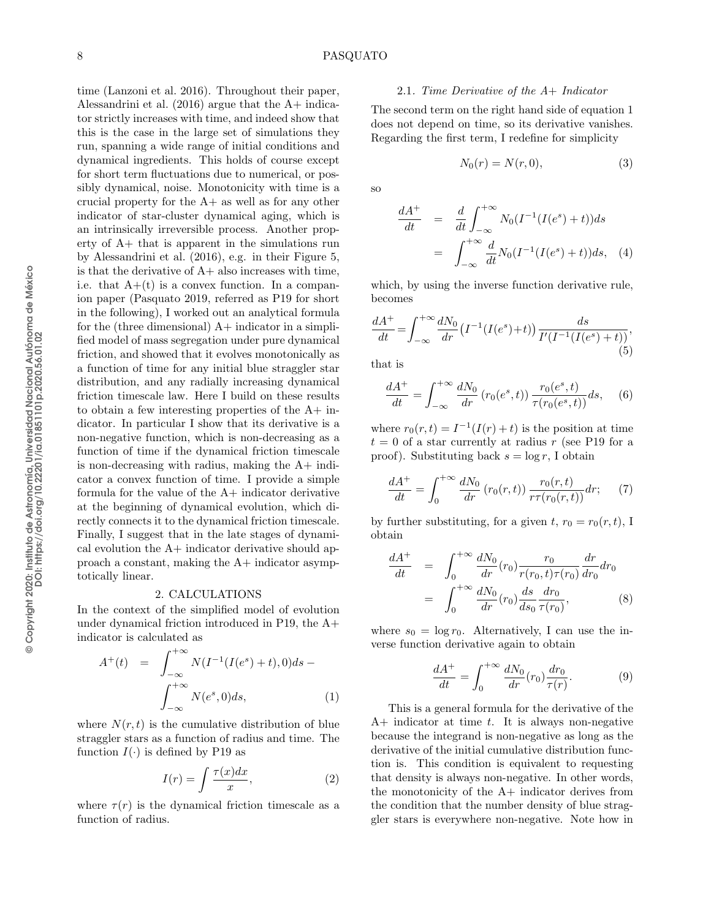time (Lanzoni et al. 2016). Throughout their paper, Alessandrini et al. (2016) argue that the A+ indicator strictly increases with time, and indeed show that this is the case in the large set of simulations they run, spanning a wide range of initial conditions and dynamical ingredients. This holds of course except for short term fluctuations due to numerical, or possibly dynamical, noise. Monotonicity with time is a crucial property for the A+ as well as for any other indicator of star-cluster dynamical aging, which is an intrinsically irreversible process. Another property of A+ that is apparent in the simulations run by Alessandrini et al. (2016), e.g. in their Figure 5, is that the derivative of A+ also increases with time, i.e. that A+(t) is a convex function. In a companion paper (Pasquato 2019, referred as P19 for short in the following), I worked out an analytical formula for the (three dimensional) A+ indicator in a simplified model of mass segregation under pure dynamical friction, and showed that it evolves monotonically as a function of time for any initial blue straggler star distribution, and any radially increasing dynamical friction timescale law. Here I build on these results to obtain a few interesting properties of the A+ indicator. In particular I show that its derivative is a non-negative function, which is non-decreasing as a function of time if the dynamical friction timescale is non-decreasing with radius, making the A+ indicator a convex function of time. I provide a simple formula for the value of the A+ indicator derivative at the beginning of dynamical evolution, which directly connects it to the dynamical friction timescale. Finally, I suggest that in the late stages of dynamical evolution the A+ indicator derivative should approach a constant, making the A+ indicator asymptotically linear.

## 2. CALCULATIONS

In the context of the simplified model of evolution under dynamical friction introduced in P19, the A+ indicator is calculated as

$$A^+(t) = \int_{-\infty}^{+\infty} N(I^{-1}(I(e^s)+t),0)ds - \int_{-\infty}^{+\infty} N(e^s,0)ds, \quad (1)$$

where $N(r,t)$ is the cumulative distribution of blue straggler stars as a function of radius and time. The function $I(\cdot)$ is defined by P19 as

$$I(r) = \int \frac{\tau(x)dx}{x}, \quad (2)$$

where $\tau(r)$ is the dynamical friction timescale as a function of radius.

### 2.1. *Time Derivative of the A+ Indicator*

The second term on the right hand side of equation 1 does not depend on time, so its derivative vanishes. Regarding the first term, I redefine for simplicity

$$N_0(r) = N(r,0), \quad (3)$$

so

$$\frac{dA^+}{dt} = \frac{d}{dt}\int_{-\infty}^{+\infty} N_0(I^{-1}(I(e^s)+t))ds = \int_{-\infty}^{+\infty} \frac{d}{dt}N_0(I^{-1}(I(e^s)+t))ds, \quad (4)$$

which, by using the inverse function derivative rule, becomes

$$\frac{dA^+}{dt} = \int_{-\infty}^{+\infty} \frac{dN_0}{dr}\left(I^{-1}(I(e^s)+t)\right)\frac{ds}{I'(I^{-1}(I(e^s)+t))}, \quad (5)$$

that is

$$\frac{dA^+}{dt} = \int_{-\infty}^{+\infty} \frac{dN_0}{dr}\left(r_0(e^s,t)\right)\frac{r_0(e^s,t)}{\tau(r_0(e^s,t))}ds, \quad (6)$$

where $r_0(r,t) = I^{-1}(I(r)+t)$ is the position at time $t=0$ of a star currently at radius $r$ (see P19 for a proof). Substituting back $s = \log r$, I obtain

$$\frac{dA^+}{dt} = \int_0^{+\infty} \frac{dN_0}{dr}\left(r_0(r,t)\right)\frac{r_0(r,t)}{r\tau(r_0(r,t))}dr; \quad (7)$$

by further substituting, for a given $t$, $r_0 = r_0(r,t)$, I obtain

$$\frac{dA^+}{dt} = \int_0^{+\infty} \frac{dN_0}{dr}(r_0)\frac{r_0}{r(r_0,t)\tau(r_0)}\frac{dr}{dr_0}dr_0 = \int_0^{+\infty} \frac{dN_0}{dr}(r_0)\frac{ds}{ds_0}\frac{dr_0}{\tau(r_0)}, \quad (8)$$

where $s_0 = \log r_0$. Alternatively, I can use the inverse function derivative again to obtain

$$\frac{dA^+}{dt} = \int_0^{+\infty} \frac{dN_0}{dr}(r_0)\frac{dr_0}{\tau(r)}. \quad (9)$$

This is a general formula for the derivative of the A+ indicator at time $t$. It is always non-negative because the integrand is non-negative as long as the derivative of the initial cumulative distribution function is. This condition is equivalent to requesting that density is always non-negative. In other words, the monotonicity of the A+ indicator derives from the condition that the number density of blue straggler stars is everywhere non-negative. Note how in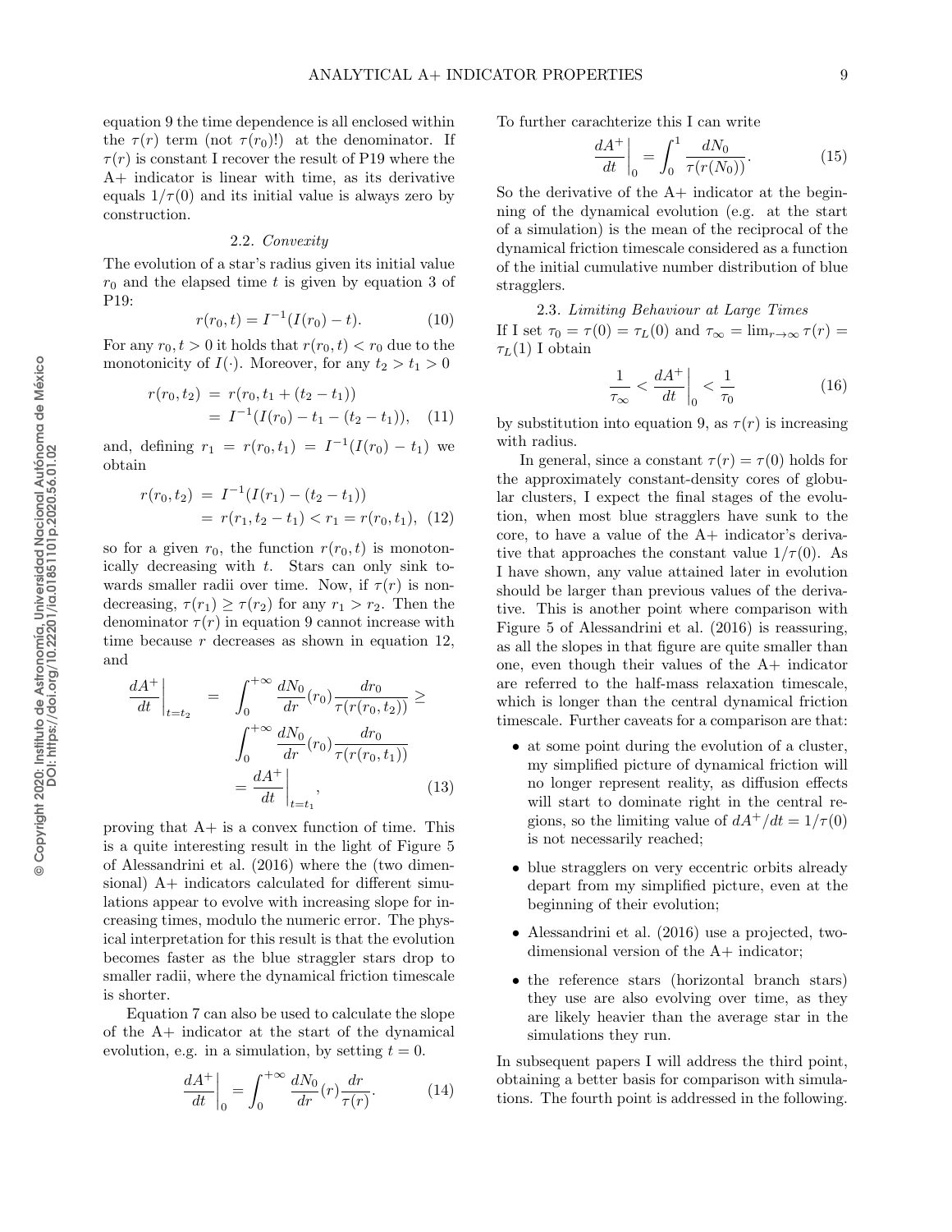equation 9 the time dependence is all enclosed within the $\tau(r)$ term (not $\tau(r_0)$!) at the denominator. If $\tau(r)$ is constant I recover the result of P19 where the A+ indicator is linear with time, as its derivative equals $1/\tau(0)$ and its initial value is always zero by construction.

### 2.2. *Convexity*

The evolution of a star's radius given its initial value $r_0$ and the elapsed time $t$ is given by equation 3 of P19:

$$r(r_0, t) = I^{-1}(I(r_0) - t). \tag{10}$$

For any $r_0, t > 0$ it holds that $r(r_0, t) < r_0$ due to the monotonicity of $I(\cdot)$. Moreover, for any $t_2 > t_1 > 0$

$$\begin{aligned} r(r_0, t_2) &= r(r_0, t_1 + (t_2 - t_1)) \\ &= I^{-1}(I(r_0) - t_1 - (t_2 - t_1)), \end{aligned} \tag{11}$$

and, defining $r_1 = r(r_0, t_1) = I^{-1}(I(r_0) - t_1)$ we obtain

$$\begin{aligned} r(r_0, t_2) &= I^{-1}(I(r_1) - (t_2 - t_1)) \\ &= r(r_1, t_2 - t_1) < r_1 = r(r_0, t_1), \end{aligned} \tag{12}$$

so for a given $r_0$, the function $r(r_0, t)$ is monotonically decreasing with $t$. Stars can only sink towards smaller radii over time. Now, if $\tau(r)$ is nondecreasing, $\tau(r_1) \geq \tau(r_2)$ for any $r_1 > r_2$. Then the denominator $\tau(r)$ in equation 9 cannot increase with time because $r$ decreases as shown in equation 12, and

$$\begin{aligned} \left.\frac{dA^+}{dt}\right|_{t=t_2} &= \int_0^{+\infty} \frac{dN_0}{dr}(r_0) \frac{dr_0}{\tau(r(r_0, t_2))} \geq \\ &\int_0^{+\infty} \frac{dN_0}{dr}(r_0) \frac{dr_0}{\tau(r(r_0, t_1))} \\ &= \left.\frac{dA^+}{dt}\right|_{t=t_1}, \end{aligned} \tag{13}$$

proving that A+ is a convex function of time. This is a quite interesting result in the light of Figure 5 of Alessandrini et al. (2016) where the (two dimensional) A+ indicators calculated for different simulations appear to evolve with increasing slope for increasing times, modulo the numeric error. The physical interpretation for this result is that the evolution becomes faster as the blue straggler stars drop to smaller radii, where the dynamical friction timescale is shorter.

Equation 7 can also be used to calculate the slope of the A+ indicator at the start of the dynamical evolution, e.g. in a simulation, by setting $t = 0$.

$$\left.\frac{dA^+}{dt}\right|_0 = \int_0^{+\infty} \frac{dN_0}{dr}(r) \frac{dr}{\tau(r)}. \tag{14}$$

To further carachterize this I can write

$$\left.\frac{dA^+}{dt}\right|_0 = \int_0^1 \frac{dN_0}{\tau(r(N_0))}. \tag{15}$$

So the derivative of the A+ indicator at the beginning of the dynamical evolution (e.g. at the start of a simulation) is the mean of the reciprocal of the dynamical friction timescale considered as a function of the initial cumulative number distribution of blue stragglers.

### 2.3. *Limiting Behaviour at Large Times*

If I set $\tau_0 = \tau(0) = \tau_L(0)$ and $\tau_\infty = \lim_{r\to\infty} \tau(r) = \tau_L(1)$ I obtain

$$\frac{1}{\tau_\infty} < \left.\frac{dA^+}{dt}\right|_0 < \frac{1}{\tau_0} \tag{16}$$

by substitution into equation 9, as $\tau(r)$ is increasing with radius.

In general, since a constant $\tau(r) = \tau(0)$ holds for the approximately constant-density cores of globular clusters, I expect the final stages of the evolution, when most blue stragglers have sunk to the core, to have a value of the A+ indicator's derivative that approaches the constant value $1/\tau(0)$. As I have shown, any value attained later in evolution should be larger than previous values of the derivative. This is another point where comparison with Figure 5 of Alessandrini et al. (2016) is reassuring, as all the slopes in that figure are quite smaller than one, even though their values of the A+ indicator are referred to the half-mass relaxation timescale, which is longer than the central dynamical friction timescale. Further caveats for a comparison are that:

- at some point during the evolution of a cluster, my simplified picture of dynamical friction will no longer represent reality, as diffusion effects will start to dominate right in the central regions, so the limiting value of $dA^+/dt = 1/\tau(0)$ is not necessarily reached;
- blue stragglers on very eccentric orbits already depart from my simplified picture, even at the beginning of their evolution;
- Alessandrini et al. (2016) use a projected, two-dimensional version of the A+ indicator;
- the reference stars (horizontal branch stars) they use are also evolving over time, as they are likely heavier than the average star in the simulations they run.

In subsequent papers I will address the third point, obtaining a better basis for comparison with simulations. The fourth point is addressed in the following.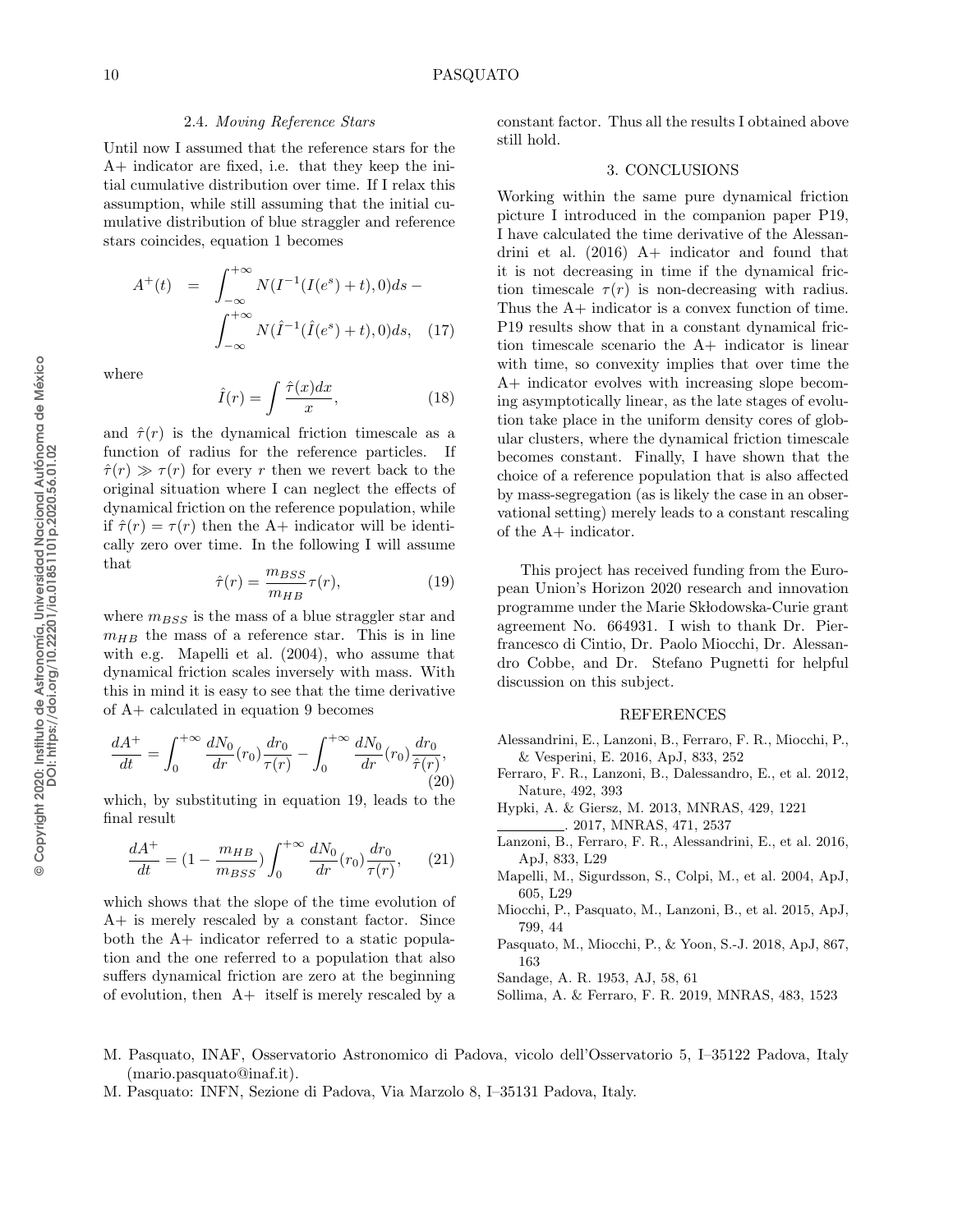### 2.4. *Moving Reference Stars*

Until now I assumed that the reference stars for the A+ indicator are fixed, i.e. that they keep the initial cumulative distribution over time. If I relax this assumption, while still assuming that the initial cumulative distribution of blue straggler and reference stars coincides, equation 1 becomes

$$A^+(t) = \int_{-\infty}^{+\infty} N(I^{-1}(I(e^s)+t),0)ds - \int_{-\infty}^{+\infty} N(\hat{I}^{-1}(\hat{I}(e^s)+t),0)ds, \quad (17)$$

where

$$\hat{I}(r) = \int \frac{\hat{\tau}(x)dx}{x}, \quad (18)$$

and $\hat{\tau}(r)$ is the dynamical friction timescale as a function of radius for the reference particles. If $\hat{\tau}(r) \gg \tau(r)$ for every $r$ then we revert back to the original situation where I can neglect the effects of dynamical friction on the reference population, while if $\hat{\tau}(r) = \tau(r)$ then the A+ indicator will be identically zero over time. In the following I will assume that

$$\hat{\tau}(r) = \frac{m_{BSS}}{m_{HB}}\tau(r), \quad (19)$$

where $m_{BSS}$ is the mass of a blue straggler star and $m_{HB}$ the mass of a reference star. This is in line with e.g. Mapelli et al. (2004), who assume that dynamical friction scales inversely with mass. With this in mind it is easy to see that the time derivative of A+ calculated in equation 9 becomes

$$\frac{dA^+}{dt} = \int_0^{+\infty} \frac{dN_0}{dr}(r_0)\frac{dr_0}{\tau(r)} - \int_0^{+\infty} \frac{dN_0}{dr}(r_0)\frac{dr_0}{\hat{\tau}(r)}, \quad (20)$$

which, by substituting in equation 19, leads to the final result

$$\frac{dA^+}{dt} = \left(1 - \frac{m_{HB}}{m_{BSS}}\right)\int_0^{+\infty} \frac{dN_0}{dr}(r_0)\frac{dr_0}{\tau(r)}, \quad (21)$$

which shows that the slope of the time evolution of A+ is merely rescaled by a constant factor. Since both the A+ indicator referred to a static population and the one referred to a population that also suffers dynamical friction are zero at the beginning of evolution, then A+ itself is merely rescaled by a constant factor. Thus all the results I obtained above still hold.

## 3. CONCLUSIONS

Working within the same pure dynamical friction picture I introduced in the companion paper P19, I have calculated the time derivative of the Alessandrini et al. (2016) A+ indicator and found that it is not decreasing in time if the dynamical friction timescale $\tau(r)$ is non-decreasing with radius. Thus the A+ indicator is a convex function of time. P19 results show that in a constant dynamical friction timescale scenario the A+ indicator is linear with time, so convexity implies that over time the A+ indicator evolves with increasing slope becoming asymptotically linear, as the late stages of evolution take place in the uniform density cores of globular clusters, where the dynamical friction timescale becomes constant. Finally, I have shown that the choice of a reference population that is also affected by mass-segregation (as is likely the case in an observational setting) merely leads to a constant rescaling of the A+ indicator.

This project has received funding from the European Union's Horizon 2020 research and innovation programme under the Marie Skłodowska-Curie grant agreement No. 664931. I wish to thank Dr. Pierfrancesco di Cintio, Dr. Paolo Miocchi, Dr. Alessandro Cobbe, and Dr. Stefano Pugnetti for helpful discussion on this subject.

## REFERENCES

Alessandrini, E., Lanzoni, B., Ferraro, F. R., Miocchi, P., & Vesperini, E. 2016, ApJ, 833, 252

Ferraro, F. R., Lanzoni, B., Dalessandro, E., et al. 2012, Nature, 492, 393

Hypki, A. & Giersz, M. 2013, MNRAS, 429, 1221

———. 2017, MNRAS, 471, 2537

Lanzoni, B., Ferraro, F. R., Alessandrini, E., et al. 2016, ApJ, 833, L29

Mapelli, M., Sigurdsson, S., Colpi, M., et al. 2004, ApJ, 605, L29

Miocchi, P., Pasquato, M., Lanzoni, B., et al. 2015, ApJ, 799, 44

Pasquato, M., Miocchi, P., & Yoon, S.-J. 2018, ApJ, 867, 163

Sandage, A. R. 1953, AJ, 58, 61

Sollima, A. & Ferraro, F. R. 2019, MNRAS, 483, 1523

M. Pasquato, INAF, Osservatorio Astronomico di Padova, vicolo dell'Osservatorio 5, I–35122 Padova, Italy (mario.pasquato@inaf.it).

M. Pasquato: INFN, Sezione di Padova, Via Marzolo 8, I–35131 Padova, Italy.